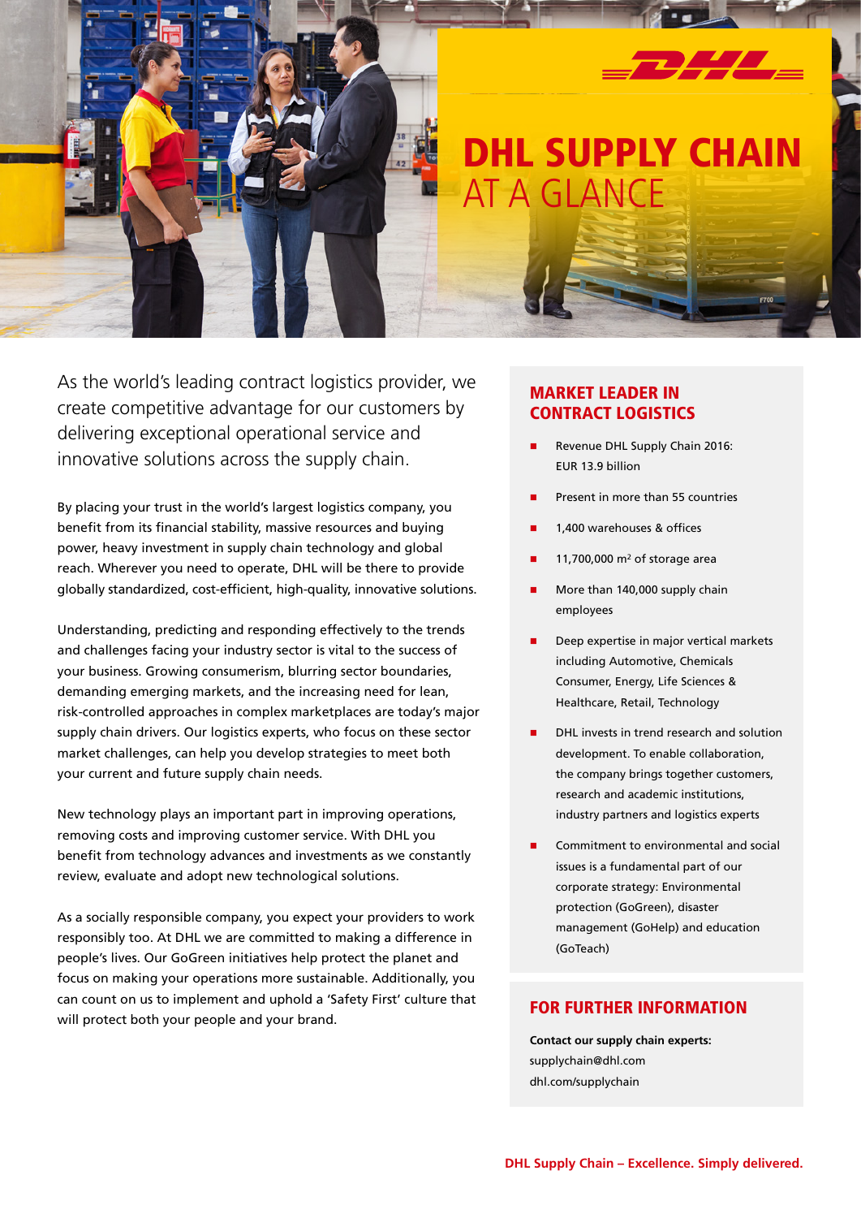# DHL SUPPLY CHAIN
## AT A GLANCE

As the world's leading contract logistics provider, we create competitive advantage for our customers by delivering exceptional operational service and innovative solutions across the supply chain.

By placing your trust in the world's largest logistics company, you benefit from its financial stability, massive resources and buying power, heavy investment in supply chain technology and global reach. Wherever you need to operate, DHL will be there to provide globally standardized, cost-efficient, high-quality, innovative solutions.

Understanding, predicting and responding effectively to the trends and challenges facing your industry sector is vital to the success of your business. Growing consumerism, blurring sector boundaries, demanding emerging markets, and the increasing need for lean, risk-controlled approaches in complex marketplaces are today's major supply chain drivers. Our logistics experts, who focus on these sector market challenges, can help you develop strategies to meet both your current and future supply chain needs.

New technology plays an important part in improving operations, removing costs and improving customer service. With DHL you benefit from technology advances and investments as we constantly review, evaluate and adopt new technological solutions.

As a socially responsible company, you expect your providers to work responsibly too. At DHL we are committed to making a difference in people's lives. Our GoGreen initiatives help protect the planet and focus on making your operations more sustainable. Additionally, you can count on us to implement and uphold a 'Safety First' culture that will protect both your people and your brand.

### MARKET LEADER IN CONTRACT LOGISTICS

- Revenue DHL Supply Chain 2016: EUR 13.9 billion
- Present in more than 55 countries
- 1,400 warehouses & offices
- 11,700,000 m² of storage area
- More than 140,000 supply chain employees
- Deep expertise in major vertical markets including Automotive, Chemicals Consumer, Energy, Life Sciences & Healthcare, Retail, Technology
- DHL invests in trend research and solution development. To enable collaboration, the company brings together customers, research and academic institutions, industry partners and logistics experts
- Commitment to environmental and social issues is a fundamental part of our corporate strategy: Environmental protection (GoGreen), disaster management (GoHelp) and education (GoTeach)

### FOR FURTHER INFORMATION

**Contact our supply chain experts:**
supplychain@dhl.com
dhl.com/supplychain

**DHL Supply Chain – Excellence. Simply delivered.**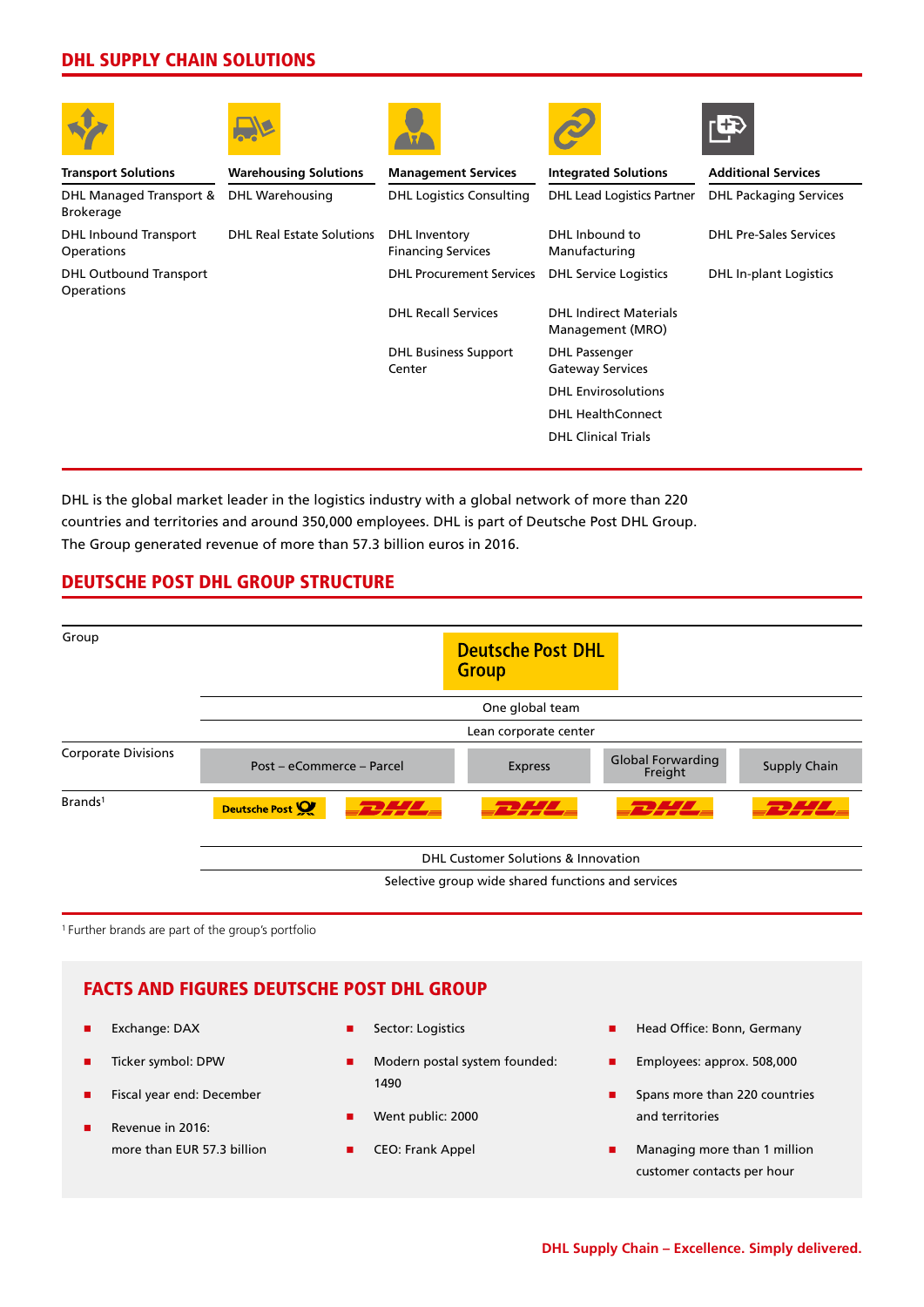## DHL SUPPLY CHAIN SOLUTIONS

| Transport Solutions | Warehousing Solutions | Management Services | Integrated Solutions | Additional Services |
|---|---|---|---|---|
| DHL Managed Transport & Brokerage | DHL Warehousing | DHL Logistics Consulting | DHL Lead Logistics Partner | DHL Packaging Services |
| DHL Inbound Transport Operations | DHL Real Estate Solutions | DHL Inventory Financing Services | DHL Inbound to Manufacturing | DHL Pre-Sales Services |
| DHL Outbound Transport Operations | | DHL Procurement Services | DHL Service Logistics | DHL In-plant Logistics |
| | | DHL Recall Services | DHL Indirect Materials Management (MRO) | |
| | | DHL Business Support Center | DHL Passenger Gateway Services | |
| | | | DHL Envirosolutions | |
| | | | DHL HealthConnect | |
| | | | DHL Clinical Trials | |

DHL is the global market leader in the logistics industry with a global network of more than 220 countries and territories and around 350,000 employees. DHL is part of Deutsche Post DHL Group. The Group generated revenue of more than 57.3 billion euros in 2016.

## DEUTSCHE POST DHL GROUP STRUCTURE

Group

**Deutsche Post DHL Group**

One global team

Lean corporate center

| Corporate Divisions | Post – eCommerce – Parcel | Express | Global Forwarding Freight | Supply Chain |
|---|---|---|---|---|
| Brands[1] | Deutsche Post / DHL | DHL | DHL | DHL |

DHL Customer Solutions & Innovation

Selective group wide shared functions and services

[1] Further brands are part of the group's portfolio

## FACTS AND FIGURES DEUTSCHE POST DHL GROUP

- Exchange: DAX
- Ticker symbol: DPW
- Fiscal year end: December
- Revenue in 2016: more than EUR 57.3 billion
- Sector: Logistics
- Modern postal system founded: 1490
- Went public: 2000
- CEO: Frank Appel
- Head Office: Bonn, Germany
- Employees: approx. 508,000
- Spans more than 220 countries and territories
- Managing more than 1 million customer contacts per hour

**DHL Supply Chain – Excellence. Simply delivered.**